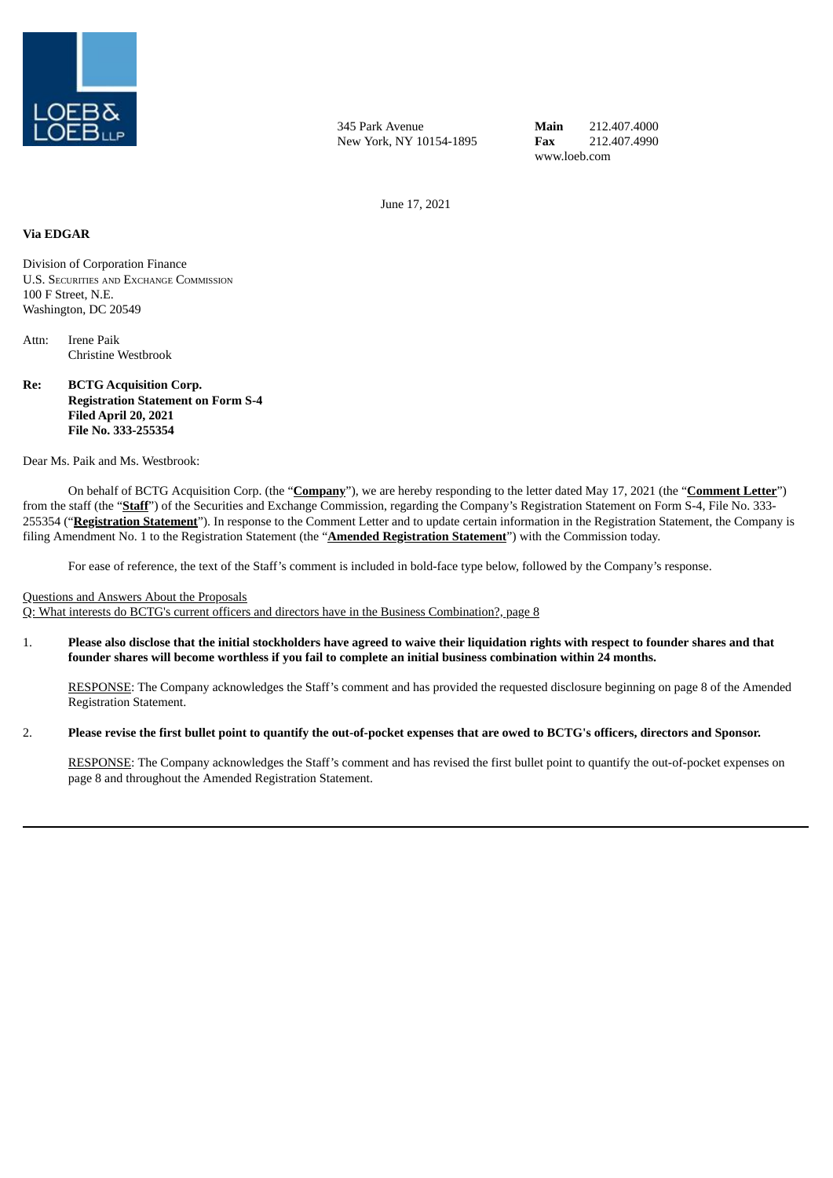LOEB & LOEB LLP

345 Park Avenue
New York, NY 10154-1895

**Main** 212.407.4000
**Fax** 212.407.4990
www.loeb.com

June 17, 2021

**Via EDGAR**

Division of Corporation Finance
U.S. Securities and Exchange Commission
100 F Street, N.E.
Washington, DC 20549

Attn: Irene Paik
Christine Westbrook

**Re: BCTG Acquisition Corp.**
**Registration Statement on Form S-4**
**Filed April 20, 2021**
**File No. 333-255354**

Dear Ms. Paik and Ms. Westbrook:

On behalf of BCTG Acquisition Corp. (the "**Company**"), we are hereby responding to the letter dated May 17, 2021 (the "**Comment Letter**") from the staff (the "**Staff**") of the Securities and Exchange Commission, regarding the Company's Registration Statement on Form S-4, File No. 333-255354 ("**Registration Statement**"). In response to the Comment Letter and to update certain information in the Registration Statement, the Company is filing Amendment No. 1 to the Registration Statement (the "**Amended Registration Statement**") with the Commission today.

For ease of reference, the text of the Staff's comment is included in bold-face type below, followed by the Company's response.

Questions and Answers About the Proposals
Q: What interests do BCTG's current officers and directors have in the Business Combination?, page 8

1. **Please also disclose that the initial stockholders have agreed to waive their liquidation rights with respect to founder shares and that founder shares will become worthless if you fail to complete an initial business combination within 24 months.**

   RESPONSE: The Company acknowledges the Staff's comment and has provided the requested disclosure beginning on page 8 of the Amended Registration Statement.

2. **Please revise the first bullet point to quantify the out-of-pocket expenses that are owed to BCTG's officers, directors and Sponsor.**

   RESPONSE: The Company acknowledges the Staff's comment and has revised the first bullet point to quantify the out-of-pocket expenses on page 8 and throughout the Amended Registration Statement.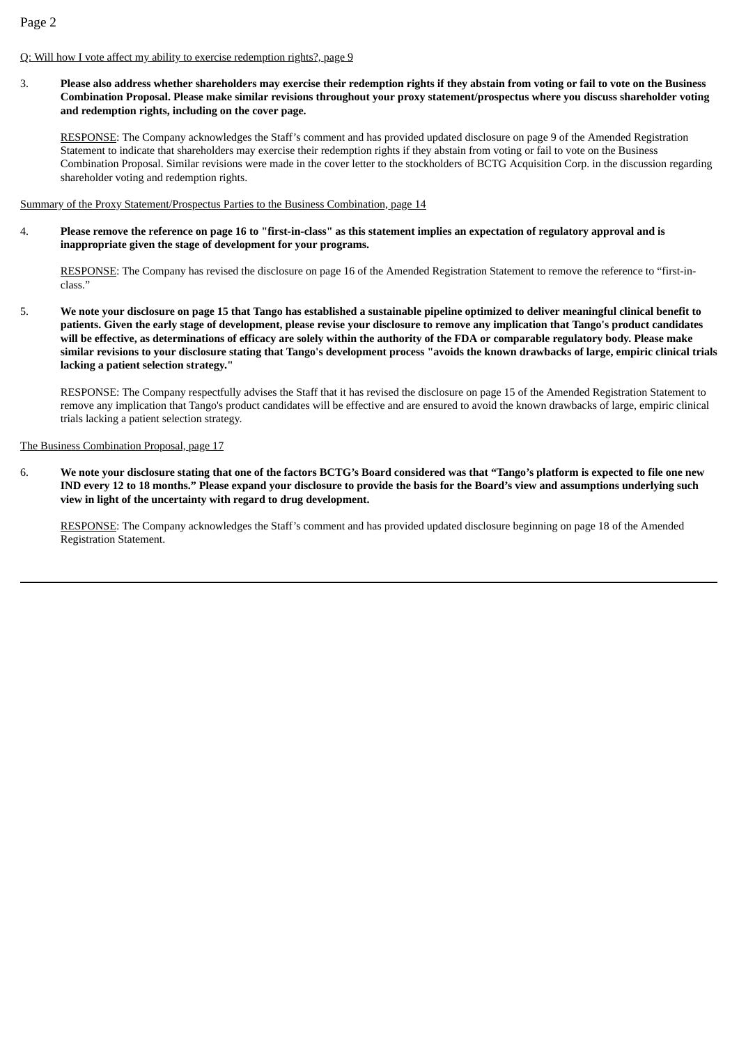Q: Will how I vote affect my ability to exercise redemption rights?, page 9

3. **Please also address whether shareholders may exercise their redemption rights if they abstain from voting or fail to vote on the Business Combination Proposal. Please make similar revisions throughout your proxy statement/prospectus where you discuss shareholder voting and redemption rights, including on the cover page.**

   RESPONSE: The Company acknowledges the Staff's comment and has provided updated disclosure on page 9 of the Amended Registration Statement to indicate that shareholders may exercise their redemption rights if they abstain from voting or fail to vote on the Business Combination Proposal. Similar revisions were made in the cover letter to the stockholders of BCTG Acquisition Corp. in the discussion regarding shareholder voting and redemption rights.

Summary of the Proxy Statement/Prospectus Parties to the Business Combination, page 14

4. **Please remove the reference on page 16 to "first-in-class" as this statement implies an expectation of regulatory approval and is inappropriate given the stage of development for your programs.**

   RESPONSE: The Company has revised the disclosure on page 16 of the Amended Registration Statement to remove the reference to "first-in-class."

5. **We note your disclosure on page 15 that Tango has established a sustainable pipeline optimized to deliver meaningful clinical benefit to patients. Given the early stage of development, please revise your disclosure to remove any implication that Tango's product candidates will be effective, as determinations of efficacy are solely within the authority of the FDA or comparable regulatory body. Please make similar revisions to your disclosure stating that Tango's development process "avoids the known drawbacks of large, empiric clinical trials lacking a patient selection strategy."**

   RESPONSE: The Company respectfully advises the Staff that it has revised the disclosure on page 15 of the Amended Registration Statement to remove any implication that Tango's product candidates will be effective and are ensured to avoid the known drawbacks of large, empiric clinical trials lacking a patient selection strategy.

The Business Combination Proposal, page 17

6. **We note your disclosure stating that one of the factors BCTG's Board considered was that "Tango's platform is expected to file one new IND every 12 to 18 months." Please expand your disclosure to provide the basis for the Board's view and assumptions underlying such view in light of the uncertainty with regard to drug development.**

   RESPONSE: The Company acknowledges the Staff's comment and has provided updated disclosure beginning on page 18 of the Amended Registration Statement.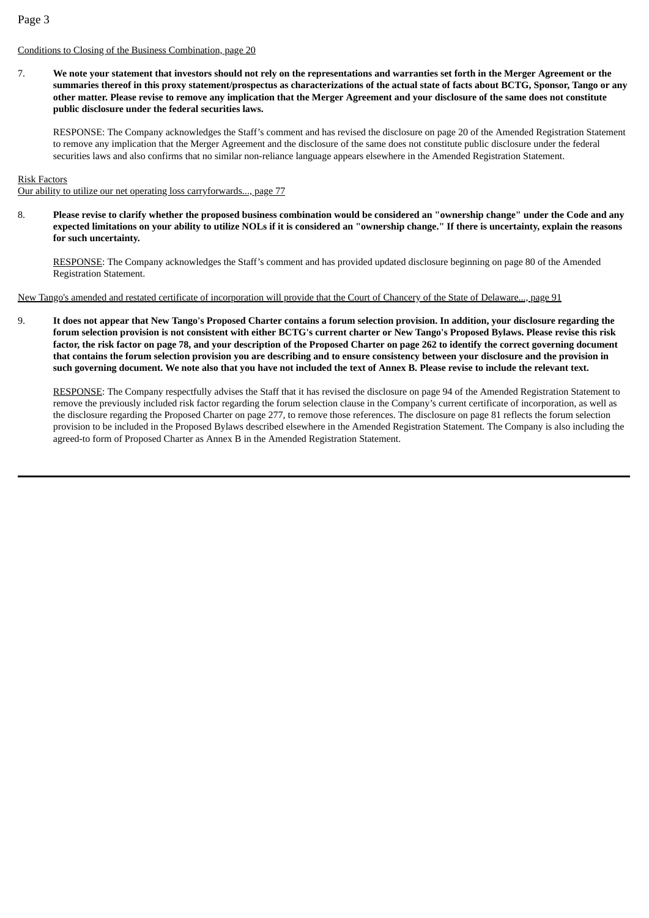Conditions to Closing of the Business Combination, page 20

7. **We note your statement that investors should not rely on the representations and warranties set forth in the Merger Agreement or the summaries thereof in this proxy statement/prospectus as characterizations of the actual state of facts about BCTG, Sponsor, Tango or any other matter. Please revise to remove any implication that the Merger Agreement and your disclosure of the same does not constitute public disclosure under the federal securities laws.**

   RESPONSE: The Company acknowledges the Staff's comment and has revised the disclosure on page 20 of the Amended Registration Statement to remove any implication that the Merger Agreement and the disclosure of the same does not constitute public disclosure under the federal securities laws and also confirms that no similar non-reliance language appears elsewhere in the Amended Registration Statement.

Risk Factors
Our ability to utilize our net operating loss carryforwards..., page 77

8. **Please revise to clarify whether the proposed business combination would be considered an "ownership change" under the Code and any expected limitations on your ability to utilize NOLs if it is considered an "ownership change." If there is uncertainty, explain the reasons for such uncertainty.**

   RESPONSE: The Company acknowledges the Staff's comment and has provided updated disclosure beginning on page 80 of the Amended Registration Statement.

New Tango's amended and restated certificate of incorporation will provide that the Court of Chancery of the State of Delaware..., page 91

9. **It does not appear that New Tango's Proposed Charter contains a forum selection provision. In addition, your disclosure regarding the forum selection provision is not consistent with either BCTG's current charter or New Tango's Proposed Bylaws. Please revise this risk factor, the risk factor on page 78, and your description of the Proposed Charter on page 262 to identify the correct governing document that contains the forum selection provision you are describing and to ensure consistency between your disclosure and the provision in such governing document. We note also that you have not included the text of Annex B. Please revise to include the relevant text.**

   RESPONSE: The Company respectfully advises the Staff that it has revised the disclosure on page 94 of the Amended Registration Statement to remove the previously included risk factor regarding the forum selection clause in the Company's current certificate of incorporation, as well as the disclosure regarding the Proposed Charter on page 277, to remove those references. The disclosure on page 81 reflects the forum selection provision to be included in the Proposed Bylaws described elsewhere in the Amended Registration Statement. The Company is also including the agreed-to form of Proposed Charter as Annex B in the Amended Registration Statement.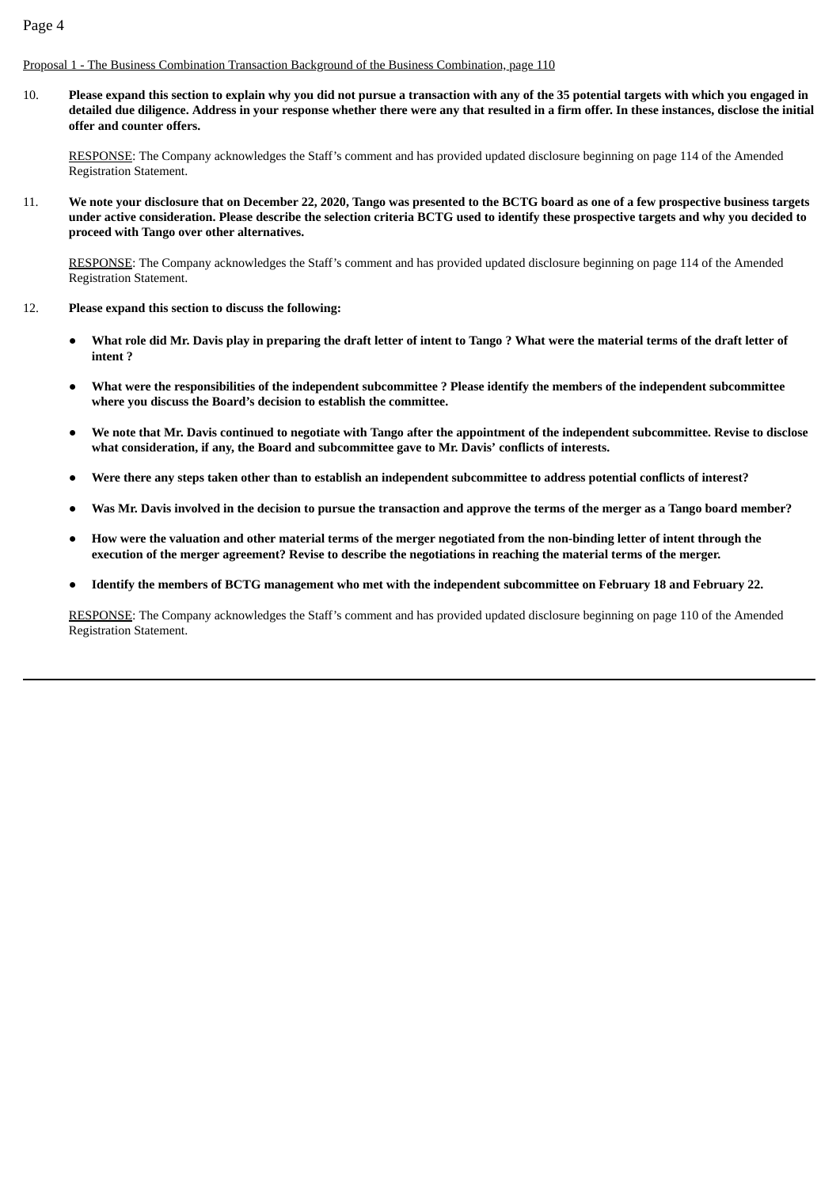<u>Proposal 1 - The Business Combination Transaction Background of the Business Combination, page 110</u>

10. **Please expand this section to explain why you did not pursue a transaction with any of the 35 potential targets with which you engaged in detailed due diligence. Address in your response whether there were any that resulted in a firm offer. In these instances, disclose the initial offer and counter offers.**

    <u>RESPONSE</u>: The Company acknowledges the Staff's comment and has provided updated disclosure beginning on page 114 of the Amended Registration Statement.

11. **We note your disclosure that on December 22, 2020, Tango was presented to the BCTG board as one of a few prospective business targets under active consideration. Please describe the selection criteria BCTG used to identify these prospective targets and why you decided to proceed with Tango over other alternatives.**

    <u>RESPONSE</u>: The Company acknowledges the Staff's comment and has provided updated disclosure beginning on page 114 of the Amended Registration Statement.

12. **Please expand this section to discuss the following:**

    - **What role did Mr. Davis play in preparing the draft letter of intent to Tango ? What were the material terms of the draft letter of intent ?**
    - **What were the responsibilities of the independent subcommittee ? Please identify the members of the independent subcommittee where you discuss the Board's decision to establish the committee.**
    - **We note that Mr. Davis continued to negotiate with Tango after the appointment of the independent subcommittee. Revise to disclose what consideration, if any, the Board and subcommittee gave to Mr. Davis' conflicts of interests.**
    - **Were there any steps taken other than to establish an independent subcommittee to address potential conflicts of interest?**
    - **Was Mr. Davis involved in the decision to pursue the transaction and approve the terms of the merger as a Tango board member?**
    - **How were the valuation and other material terms of the merger negotiated from the non-binding letter of intent through the execution of the merger agreement? Revise to describe the negotiations in reaching the material terms of the merger.**
    - **Identify the members of BCTG management who met with the independent subcommittee on February 18 and February 22.**

    <u>RESPONSE</u>: The Company acknowledges the Staff's comment and has provided updated disclosure beginning on page 110 of the Amended Registration Statement.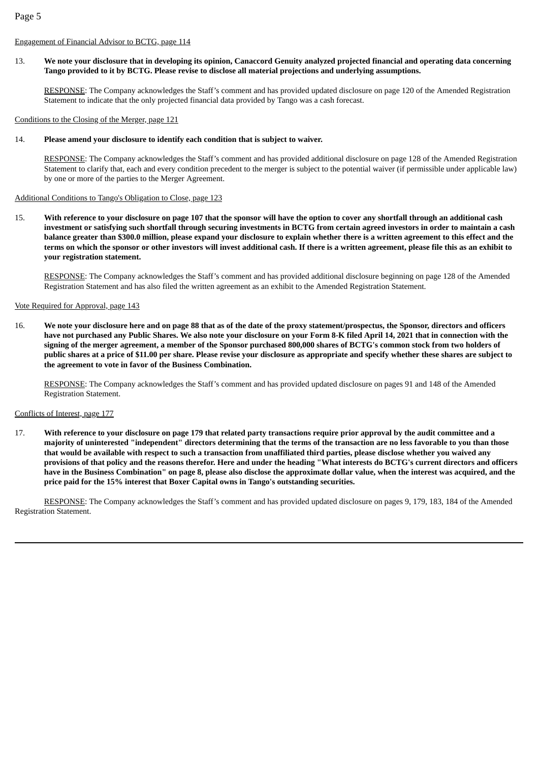Engagement of Financial Advisor to BCTG, page 114

13. **We note your disclosure that in developing its opinion, Canaccord Genuity analyzed projected financial and operating data concerning Tango provided to it by BCTG. Please revise to disclose all material projections and underlying assumptions.**

    RESPONSE: The Company acknowledges the Staff's comment and has provided updated disclosure on page 120 of the Amended Registration Statement to indicate that the only projected financial data provided by Tango was a cash forecast.

Conditions to the Closing of the Merger, page 121

14. **Please amend your disclosure to identify each condition that is subject to waiver.**

    RESPONSE: The Company acknowledges the Staff's comment and has provided additional disclosure on page 128 of the Amended Registration Statement to clarify that, each and every condition precedent to the merger is subject to the potential waiver (if permissible under applicable law) by one or more of the parties to the Merger Agreement.

Additional Conditions to Tango's Obligation to Close, page 123

15. **With reference to your disclosure on page 107 that the sponsor will have the option to cover any shortfall through an additional cash investment or satisfying such shortfall through securing investments in BCTG from certain agreed investors in order to maintain a cash balance greater than $300.0 million, please expand your disclosure to explain whether there is a written agreement to this effect and the terms on which the sponsor or other investors will invest additional cash. If there is a written agreement, please file this as an exhibit to your registration statement.**

    RESPONSE: The Company acknowledges the Staff's comment and has provided additional disclosure beginning on page 128 of the Amended Registration Statement and has also filed the written agreement as an exhibit to the Amended Registration Statement.

Vote Required for Approval, page 143

16. **We note your disclosure here and on page 88 that as of the date of the proxy statement/prospectus, the Sponsor, directors and officers have not purchased any Public Shares. We also note your disclosure on your Form 8-K filed April 14, 2021 that in connection with the signing of the merger agreement, a member of the Sponsor purchased 800,000 shares of BCTG's common stock from two holders of public shares at a price of $11.00 per share. Please revise your disclosure as appropriate and specify whether these shares are subject to the agreement to vote in favor of the Business Combination.**

    RESPONSE: The Company acknowledges the Staff's comment and has provided updated disclosure on pages 91 and 148 of the Amended Registration Statement.

Conflicts of Interest, page 177

17. **With reference to your disclosure on page 179 that related party transactions require prior approval by the audit committee and a majority of uninterested "independent" directors determining that the terms of the transaction are no less favorable to you than those that would be available with respect to such a transaction from unaffiliated third parties, please disclose whether you waived any provisions of that policy and the reasons therefor. Here and under the heading "What interests do BCTG's current directors and officers have in the Business Combination" on page 8, please also disclose the approximate dollar value, when the interest was acquired, and the price paid for the 15% interest that Boxer Capital owns in Tango's outstanding securities.**

    RESPONSE: The Company acknowledges the Staff's comment and has provided updated disclosure on pages 9, 179, 183, 184 of the Amended Registration Statement.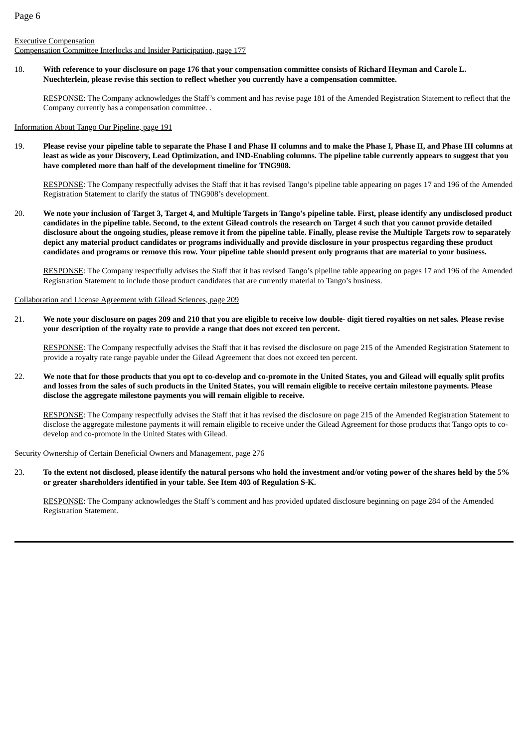Executive Compensation

Compensation Committee Interlocks and Insider Participation, page 177

18. **With reference to your disclosure on page 176 that your compensation committee consists of Richard Heyman and Carole L. Nuechterlein, please revise this section to reflect whether you currently have a compensation committee.**

    RESPONSE: The Company acknowledges the Staff's comment and has revise page 181 of the Amended Registration Statement to reflect that the Company currently has a compensation committee. .

Information About Tango Our Pipeline, page 191

19. **Please revise your pipeline table to separate the Phase I and Phase II columns and to make the Phase I, Phase II, and Phase III columns at least as wide as your Discovery, Lead Optimization, and IND-Enabling columns. The pipeline table currently appears to suggest that you have completed more than half of the development timeline for TNG908.**

    RESPONSE: The Company respectfully advises the Staff that it has revised Tango's pipeline table appearing on pages 17 and 196 of the Amended Registration Statement to clarify the status of TNG908's development.

20. **We note your inclusion of Target 3, Target 4, and Multiple Targets in Tango's pipeline table. First, please identify any undisclosed product candidates in the pipeline table. Second, to the extent Gilead controls the research on Target 4 such that you cannot provide detailed disclosure about the ongoing studies, please remove it from the pipeline table. Finally, please revise the Multiple Targets row to separately depict any material product candidates or programs individually and provide disclosure in your prospectus regarding these product candidates and programs or remove this row. Your pipeline table should present only programs that are material to your business.**

    RESPONSE: The Company respectfully advises the Staff that it has revised Tango's pipeline table appearing on pages 17 and 196 of the Amended Registration Statement to include those product candidates that are currently material to Tango's business.

Collaboration and License Agreement with Gilead Sciences, page 209

21. **We note your disclosure on pages 209 and 210 that you are eligible to receive low double- digit tiered royalties on net sales. Please revise your description of the royalty rate to provide a range that does not exceed ten percent.**

    RESPONSE: The Company respectfully advises the Staff that it has revised the disclosure on page 215 of the Amended Registration Statement to provide a royalty rate range payable under the Gilead Agreement that does not exceed ten percent.

22. **We note that for those products that you opt to co-develop and co-promote in the United States, you and Gilead will equally split profits and losses from the sales of such products in the United States, you will remain eligible to receive certain milestone payments. Please disclose the aggregate milestone payments you will remain eligible to receive.**

    RESPONSE: The Company respectfully advises the Staff that it has revised the disclosure on page 215 of the Amended Registration Statement to disclose the aggregate milestone payments it will remain eligible to receive under the Gilead Agreement for those products that Tango opts to co-develop and co-promote in the United States with Gilead.

Security Ownership of Certain Beneficial Owners and Management, page 276

23. **To the extent not disclosed, please identify the natural persons who hold the investment and/or voting power of the shares held by the 5% or greater shareholders identified in your table. See Item 403 of Regulation S-K.**

    RESPONSE: The Company acknowledges the Staff's comment and has provided updated disclosure beginning on page 284 of the Amended Registration Statement.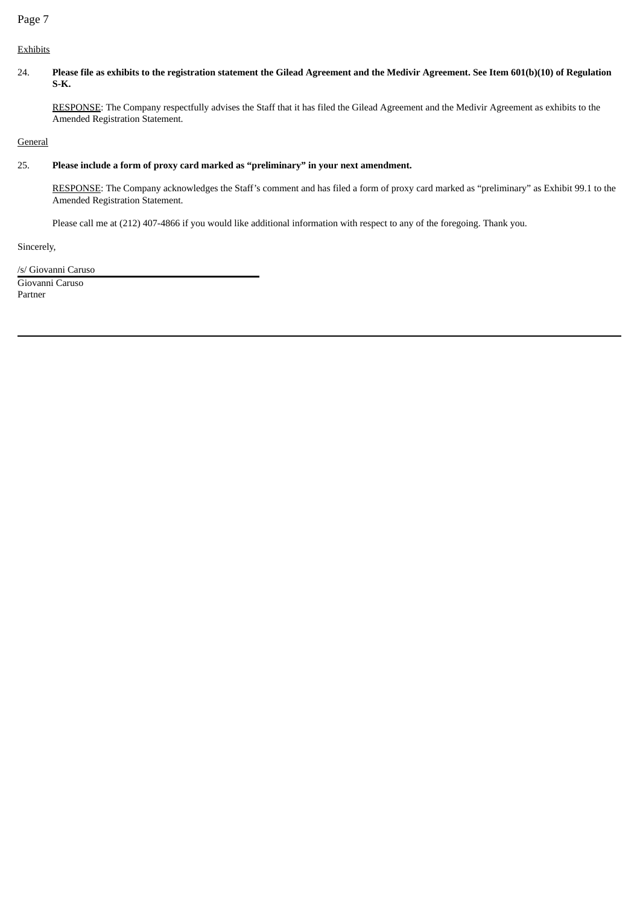Exhibits

24. **Please file as exhibits to the registration statement the Gilead Agreement and the Medivir Agreement. See Item 601(b)(10) of Regulation S-K.**

RESPONSE: The Company respectfully advises the Staff that it has filed the Gilead Agreement and the Medivir Agreement as exhibits to the Amended Registration Statement.

General

25. **Please include a form of proxy card marked as "preliminary" in your next amendment.**

RESPONSE: The Company acknowledges the Staff's comment and has filed a form of proxy card marked as "preliminary" as Exhibit 99.1 to the Amended Registration Statement.

Please call me at (212) 407-4866 if you would like additional information with respect to any of the foregoing. Thank you.

Sincerely,

/s/ Giovanni Caruso

Giovanni Caruso
Partner